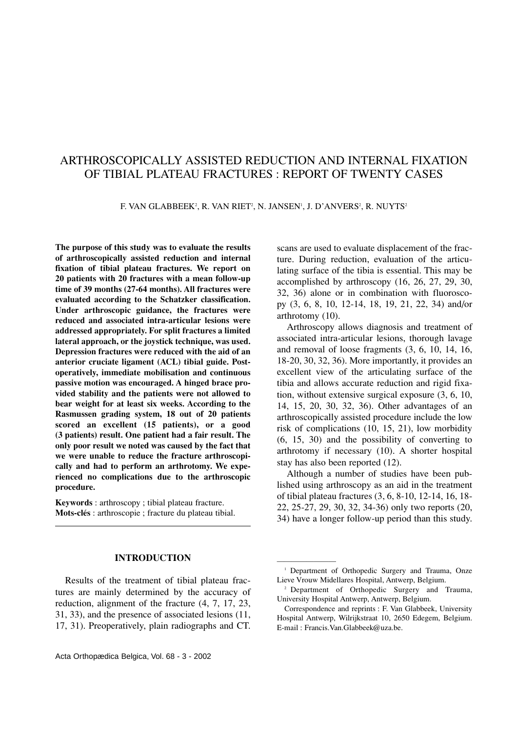# ARTHROSCOPICALLY ASSISTED REDUCTION AND INTERNAL FIXATION OF TIBIAL PLATEAU FRACTURES : REPORT OF TWENTY CASES

F. VAN GLABBEEK[2], R. VAN RIET[2], N. JANSEN[1], J. D'ANVERS[2], R. NUYTS[2]

**The purpose of this study was to evaluate the results of arthroscopically assisted reduction and internal fixation of tibial plateau fractures. We report on 20 patients with 20 fractures with a mean follow-up time of 39 months (27-64 months). All fractures were evaluated according to the Schatzker classification. Under arthroscopic guidance, the fractures were reduced and associated intra-articular lesions were addressed appropriately. For split fractures a limited lateral approach, or the joystick technique, was used. Depression fractures were reduced with the aid of an anterior cruciate ligament (ACL) tibial guide. Postoperatively, immediate mobilisation and continuous passive motion was encouraged. A hinged brace provided stability and the patients were not allowed to bear weight for at least six weeks. According to the Rasmussen grading system, 18 out of 20 patients scored an excellent (15 patients), or a good (3 patients) result. One patient had a fair result. The only poor result we noted was caused by the fact that we were unable to reduce the fracture arthroscopically and had to perform an arthrotomy. We experienced no complications due to the arthroscopic procedure.**

**Keywords** : arthroscopy ; tibial plateau fracture.
**Mots-clés** : arthroscopie ; fracture du plateau tibial.

## INTRODUCTION

Results of the treatment of tibial plateau fractures are mainly determined by the accuracy of reduction, alignment of the fracture (4, 7, 17, 23, 31, 33), and the presence of associated lesions (11, 17, 31). Preoperatively, plain radiographs and CT. scans are used to evaluate displacement of the fracture. During reduction, evaluation of the articulating surface of the tibia is essential. This may be accomplished by arthroscopy (16, 26, 27, 29, 30, 32, 36) alone or in combination with fluoroscopy (3, 6, 8, 10, 12-14, 18, 19, 21, 22, 34) and/or arthrotomy (10).

Arthroscopy allows diagnosis and treatment of associated intra-articular lesions, thorough lavage and removal of loose fragments (3, 6, 10, 14, 16, 18-20, 30, 32, 36). More importantly, it provides an excellent view of the articulating surface of the tibia and allows accurate reduction and rigid fixation, without extensive surgical exposure (3, 6, 10, 14, 15, 20, 30, 32, 36). Other advantages of an arthroscopically assisted procedure include the low risk of complications (10, 15, 21), low morbidity (6, 15, 30) and the possibility of converting to arthrotomy if necessary (10). A shorter hospital stay has also been reported (12).

Although a number of studies have been published using arthroscopy as an aid in the treatment of tibial plateau fractures (3, 6, 8-10, 12-14, 16, 18-22, 25-27, 29, 30, 32, 34-36) only two reports (20, 34) have a longer follow-up period than this study.

[1] Department of Orthopedic Surgery and Trauma, Onze Lieve Vrouw Midellares Hospital, Antwerp, Belgium.

[2] Department of Orthopedic Surgery and Trauma, University Hospital Antwerp, Antwerp, Belgium.

Correspondence and reprints : F. Van Glabbeek, University Hospital Antwerp, Wilrijkstraat 10, 2650 Edegem, Belgium. E-mail : Francis.Van.Glabbeek@uza.be.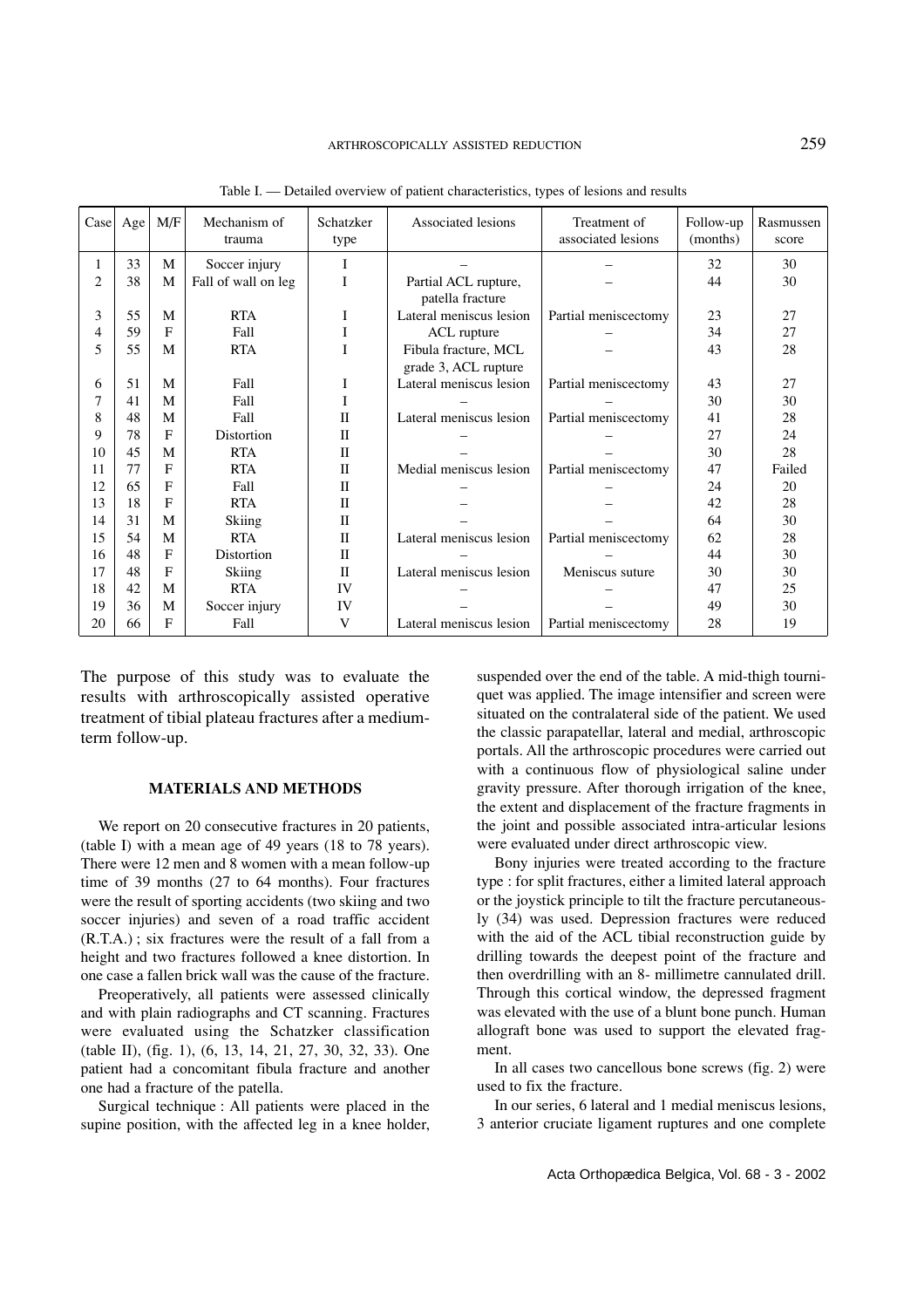Table I. — Detailed overview of patient characteristics, types of lesions and results

| Case | Age | M/F | Mechanism of trauma | Schatzker type | Associated lesions | Treatment of associated lesions | Follow-up (months) | Rasmussen score |
|---|---|---|---|---|---|---|---|---|
| 1 | 33 | M | Soccer injury | I | – | – | 32 | 30 |
| 2 | 38 | M | Fall of wall on leg | I | Partial ACL rupture, patella fracture | – | 44 | 30 |
| 3 | 55 | M | RTA | I | Lateral meniscus lesion | Partial meniscectomy | 23 | 27 |
| 4 | 59 | F | Fall | I | ACL rupture | – | 34 | 27 |
| 5 | 55 | M | RTA | I | Fibula fracture, MCL grade 3, ACL rupture | – | 43 | 28 |
| 6 | 51 | M | Fall | I | Lateral meniscus lesion | Partial meniscectomy | 43 | 27 |
| 7 | 41 | M | Fall | I | – | – | 30 | 30 |
| 8 | 48 | M | Fall | II | Lateral meniscus lesion | Partial meniscectomy | 41 | 28 |
| 9 | 78 | F | Distortion | II | – | – | 27 | 24 |
| 10 | 45 | M | RTA | II | – | – | 30 | 28 |
| 11 | 77 | F | RTA | II | Medial meniscus lesion | Partial meniscectomy | 47 | Failed |
| 12 | 65 | F | Fall | II | – | – | 24 | 20 |
| 13 | 18 | F | RTA | II | – | – | 42 | 28 |
| 14 | 31 | M | Skiing | II | – | – | 64 | 30 |
| 15 | 54 | M | RTA | II | Lateral meniscus lesion | Partial meniscectomy | 62 | 28 |
| 16 | 48 | F | Distortion | II | – | – | 44 | 30 |
| 17 | 48 | F | Skiing | II | Lateral meniscus lesion | Meniscus suture | 30 | 30 |
| 18 | 42 | M | RTA | IV | – | – | 47 | 25 |
| 19 | 36 | M | Soccer injury | IV | – | – | 49 | 30 |
| 20 | 66 | F | Fall | V | Lateral meniscus lesion | Partial meniscectomy | 28 | 19 |

The purpose of this study was to evaluate the results with arthroscopically assisted operative treatment of tibial plateau fractures after a medium-term follow-up.

## MATERIALS AND METHODS

We report on 20 consecutive fractures in 20 patients, (table I) with a mean age of 49 years (18 to 78 years). There were 12 men and 8 women with a mean follow-up time of 39 months (27 to 64 months). Four fractures were the result of sporting accidents (two skiing and two soccer injuries) and seven of a road traffic accident (R.T.A.) ; six fractures were the result of a fall from a height and two fractures followed a knee distortion. In one case a fallen brick wall was the cause of the fracture.

Preoperatively, all patients were assessed clinically and with plain radiographs and CT scanning. Fractures were evaluated using the Schatzker classification (table II), (fig. 1), (6, 13, 14, 21, 27, 30, 32, 33). One patient had a concomitant fibula fracture and another one had a fracture of the patella.

Surgical technique : All patients were placed in the supine position, with the affected leg in a knee holder, suspended over the end of the table. A mid-thigh tourniquet was applied. The image intensifier and screen were situated on the contralateral side of the patient. We used the classic parapatellar, lateral and medial, arthroscopic portals. All the arthroscopic procedures were carried out with a continuous flow of physiological saline under gravity pressure. After thorough irrigation of the knee, the extent and displacement of the fracture fragments in the joint and possible associated intra-articular lesions were evaluated under direct arthroscopic view.

Bony injuries were treated according to the fracture type : for split fractures, either a limited lateral approach or the joystick principle to tilt the fracture percutaneously (34) was used. Depression fractures were reduced with the aid of the ACL tibial reconstruction guide by drilling towards the deepest point of the fracture and then overdrilling with an 8- millimetre cannulated drill. Through this cortical window, the depressed fragment was elevated with the use of a blunt bone punch. Human allograft bone was used to support the elevated fragment.

In all cases two cancellous bone screws (fig. 2) were used to fix the fracture.

In our series, 6 lateral and 1 medial meniscus lesions, 3 anterior cruciate ligament ruptures and one complete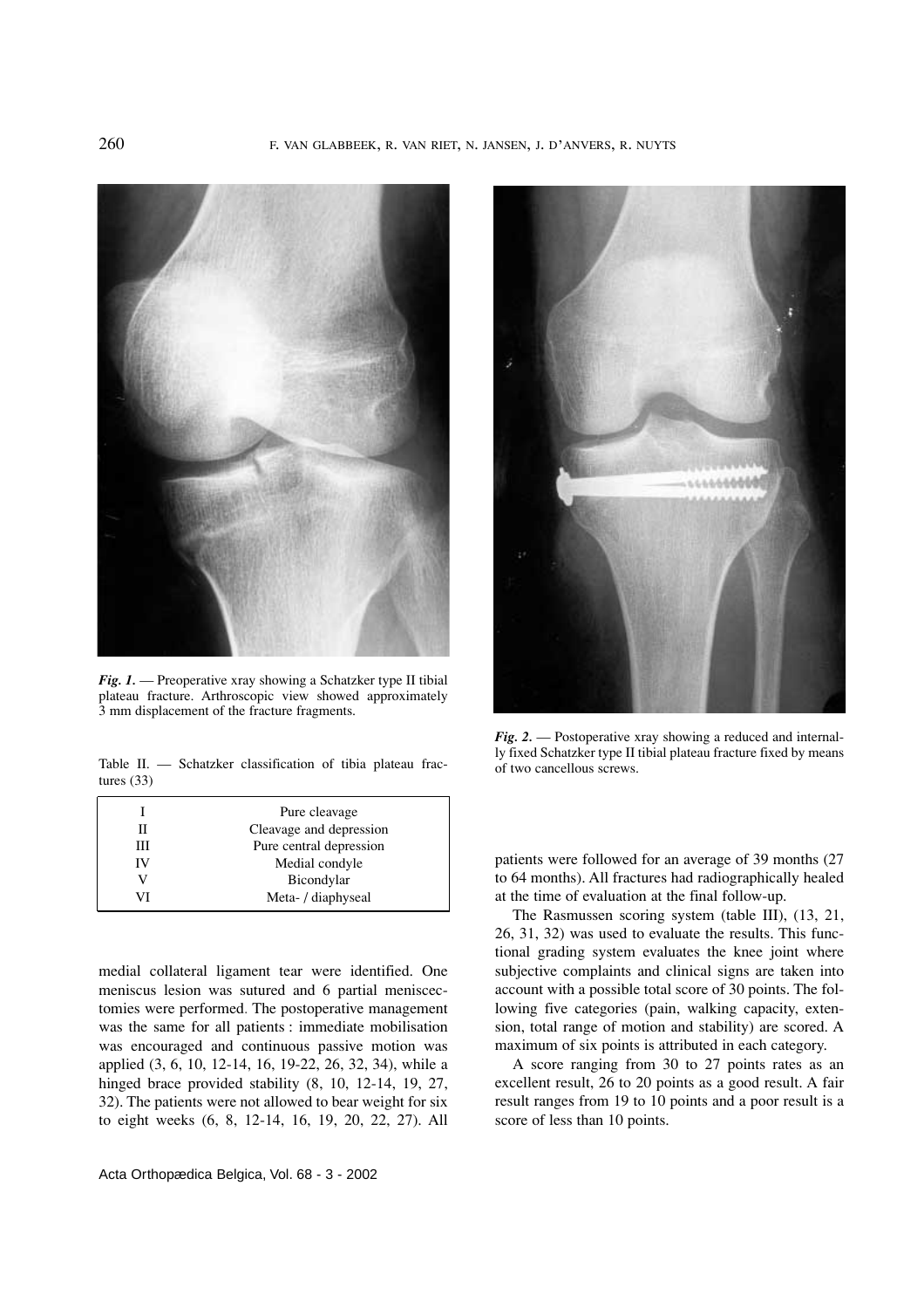*Fig. 1.* — Preoperative xray showing a Schatzker type II tibial plateau fracture. Arthroscopic view showed approximately 3 mm displacement of the fracture fragments.

*Fig. 2.* — Postoperative xray showing a reduced and internally fixed Schatzker type II tibial plateau fracture fixed by means of two cancellous screws.

Table II. — Schatzker classification of tibia plateau fractures (33)

| | |
|---|---|
| I | Pure cleavage |
| II | Cleavage and depression |
| III | Pure central depression |
| IV | Medial condyle |
| V | Bicondylar |
| VI | Meta- / diaphyseal |

medial collateral ligament tear were identified. One meniscus lesion was sutured and 6 partial meniscectomies were performed. The postoperative management was the same for all patients : immediate mobilisation was encouraged and continuous passive motion was applied (3, 6, 10, 12-14, 16, 19-22, 26, 32, 34), while a hinged brace provided stability (8, 10, 12-14, 19, 27, 32). The patients were not allowed to bear weight for six to eight weeks (6, 8, 12-14, 16, 19, 20, 22, 27). All patients were followed for an average of 39 months (27 to 64 months). All fractures had radiographically healed at the time of evaluation at the final follow-up.

The Rasmussen scoring system (table III), (13, 21, 26, 31, 32) was used to evaluate the results. This functional grading system evaluates the knee joint where subjective complaints and clinical signs are taken into account with a possible total score of 30 points. The following five categories (pain, walking capacity, extension, total range of motion and stability) are scored. A maximum of six points is attributed in each category.

A score ranging from 30 to 27 points rates as an excellent result, 26 to 20 points as a good result. A fair result ranges from 19 to 10 points and a poor result is a score of less than 10 points.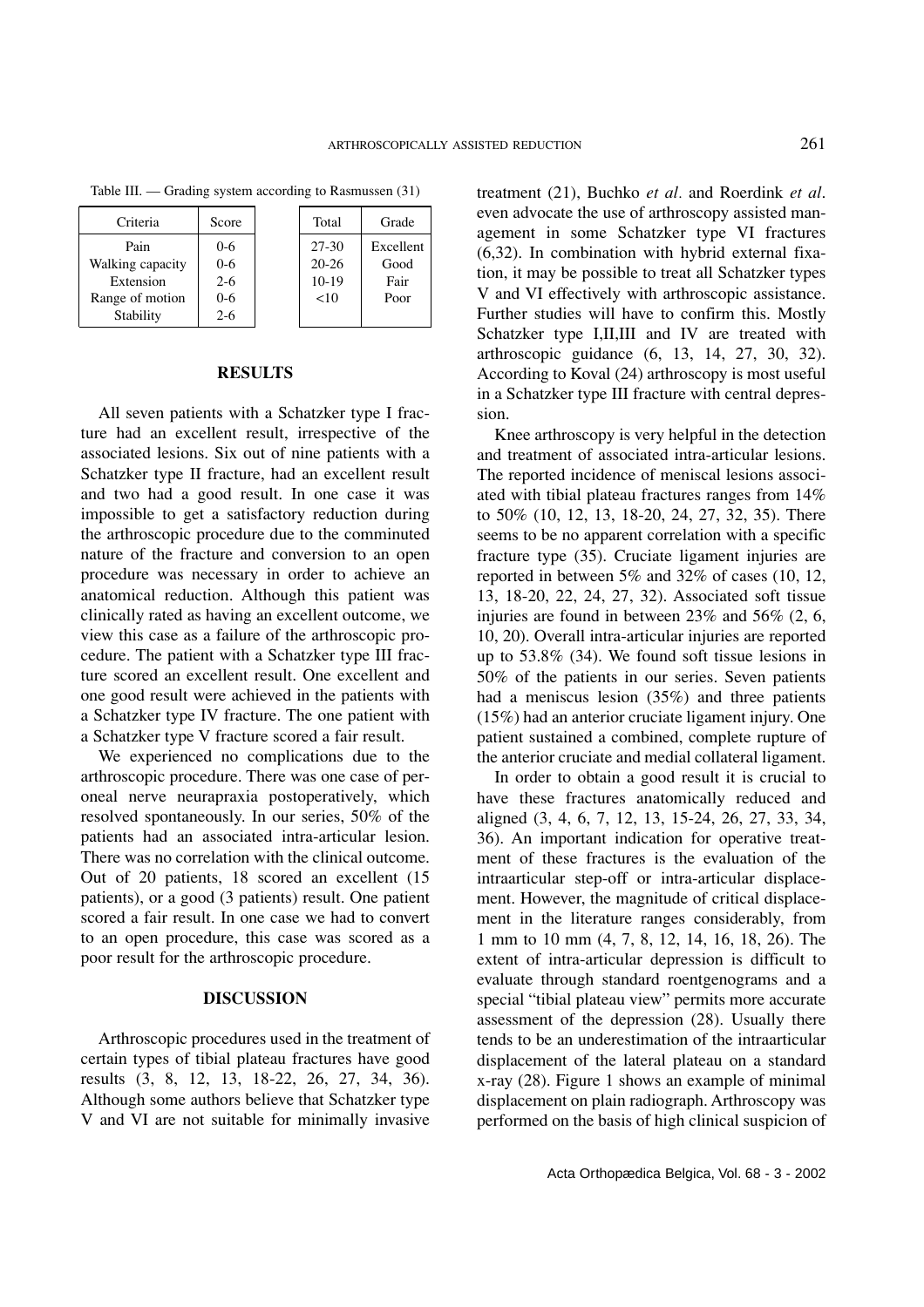Table III. — Grading system according to Rasmussen (31)

| Criteria | Score |
|---|---|
| Pain | 0-6 |
| Walking capacity | 0-6 |
| Extension | 2-6 |
| Range of motion | 0-6 |
| Stability | 2-6 |

| Total | Grade |
|---|---|
| 27-30 | Excellent |
| 20-26 | Good |
| 10-19 | Fair |
| <10 | Poor |

## RESULTS

All seven patients with a Schatzker type I fracture had an excellent result, irrespective of the associated lesions. Six out of nine patients with a Schatzker type II fracture, had an excellent result and two had a good result. In one case it was impossible to get a satisfactory reduction during the arthroscopic procedure due to the comminuted nature of the fracture and conversion to an open procedure was necessary in order to achieve an anatomical reduction. Although this patient was clinically rated as having an excellent outcome, we view this case as a failure of the arthroscopic procedure. The patient with a Schatzker type III fracture scored an excellent result. One excellent and one good result were achieved in the patients with a Schatzker type IV fracture. The one patient with a Schatzker type V fracture scored a fair result.

We experienced no complications due to the arthroscopic procedure. There was one case of peroneal nerve neurapraxia postoperatively, which resolved spontaneously. In our series, 50% of the patients had an associated intra-articular lesion. There was no correlation with the clinical outcome. Out of 20 patients, 18 scored an excellent (15 patients), or a good (3 patients) result. One patient scored a fair result. In one case we had to convert to an open procedure, this case was scored as a poor result for the arthroscopic procedure.

## DISCUSSION

Arthroscopic procedures used in the treatment of certain types of tibial plateau fractures have good results (3, 8, 12, 13, 18-22, 26, 27, 34, 36). Although some authors believe that Schatzker type V and VI are not suitable for minimally invasive treatment (21), Buchko *et al.* and Roerdink *et al.* even advocate the use of arthroscopy assisted management in some Schatzker type VI fractures (6,32). In combination with hybrid external fixation, it may be possible to treat all Schatzker types V and VI effectively with arthroscopic assistance. Further studies will have to confirm this. Mostly Schatzker type I,II,III and IV are treated with arthroscopic guidance (6, 13, 14, 27, 30, 32). According to Koval (24) arthroscopy is most useful in a Schatzker type III fracture with central depression.

Knee arthroscopy is very helpful in the detection and treatment of associated intra-articular lesions. The reported incidence of meniscal lesions associated with tibial plateau fractures ranges from 14% to 50% (10, 12, 13, 18-20, 24, 27, 32, 35). There seems to be no apparent correlation with a specific fracture type (35). Cruciate ligament injuries are reported in between 5% and 32% of cases (10, 12, 13, 18-20, 22, 24, 27, 32). Associated soft tissue injuries are found in between 23% and 56% (2, 6, 10, 20). Overall intra-articular injuries are reported up to 53.8% (34). We found soft tissue lesions in 50% of the patients in our series. Seven patients had a meniscus lesion (35%) and three patients (15%) had an anterior cruciate ligament injury. One patient sustained a combined, complete rupture of the anterior cruciate and medial collateral ligament.

In order to obtain a good result it is crucial to have these fractures anatomically reduced and aligned (3, 4, 6, 7, 12, 13, 15-24, 26, 27, 33, 34, 36). An important indication for operative treatment of these fractures is the evaluation of the intraarticular step-off or intra-articular displacement. However, the magnitude of critical displacement in the literature ranges considerably, from 1 mm to 10 mm (4, 7, 8, 12, 14, 16, 18, 26). The extent of intra-articular depression is difficult to evaluate through standard roentgenograms and a special "tibial plateau view" permits more accurate assessment of the depression (28). Usually there tends to be an underestimation of the intraarticular displacement of the lateral plateau on a standard x-ray (28). Figure 1 shows an example of minimal displacement on plain radiograph. Arthroscopy was performed on the basis of high clinical suspicion of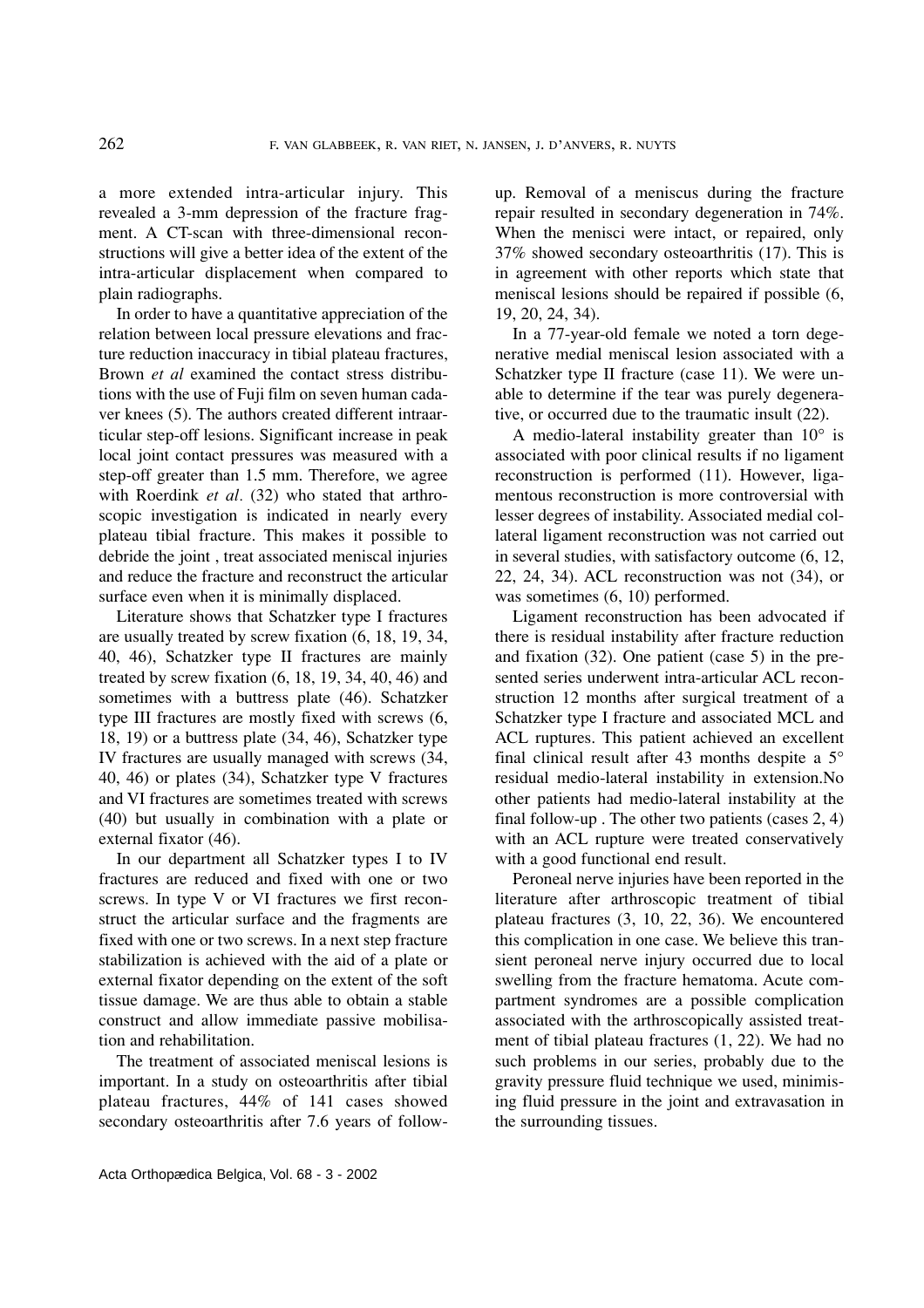a more extended intra-articular injury. This revealed a 3-mm depression of the fracture fragment. A CT-scan with three-dimensional reconstructions will give a better idea of the extent of the intra-articular displacement when compared to plain radiographs.

In order to have a quantitative appreciation of the relation between local pressure elevations and fracture reduction inaccuracy in tibial plateau fractures, Brown *et al* examined the contact stress distributions with the use of Fuji film on seven human cadaver knees (5). The authors created different intraarticular step-off lesions. Significant increase in peak local joint contact pressures was measured with a step-off greater than 1.5 mm. Therefore, we agree with Roerdink *et al*. (32) who stated that arthroscopic investigation is indicated in nearly every plateau tibial fracture. This makes it possible to debride the joint , treat associated meniscal injuries and reduce the fracture and reconstruct the articular surface even when it is minimally displaced.

Literature shows that Schatzker type I fractures are usually treated by screw fixation (6, 18, 19, 34, 40, 46), Schatzker type II fractures are mainly treated by screw fixation (6, 18, 19, 34, 40, 46) and sometimes with a buttress plate (46). Schatzker type III fractures are mostly fixed with screws (6, 18, 19) or a buttress plate (34, 46), Schatzker type IV fractures are usually managed with screws (34, 40, 46) or plates (34), Schatzker type V fractures and VI fractures are sometimes treated with screws (40) but usually in combination with a plate or external fixator (46).

In our department all Schatzker types I to IV fractures are reduced and fixed with one or two screws. In type V or VI fractures we first reconstruct the articular surface and the fragments are fixed with one or two screws. In a next step fracture stabilization is achieved with the aid of a plate or external fixator depending on the extent of the soft tissue damage. We are thus able to obtain a stable construct and allow immediate passive mobilisation and rehabilitation.

The treatment of associated meniscal lesions is important. In a study on osteoarthritis after tibial plateau fractures, 44% of 141 cases showed secondary osteoarthritis after 7.6 years of follow-up. Removal of a meniscus during the fracture repair resulted in secondary degeneration in 74%. When the menisci were intact, or repaired, only 37% showed secondary osteoarthritis (17). This is in agreement with other reports which state that meniscal lesions should be repaired if possible (6, 19, 20, 24, 34).

In a 77-year-old female we noted a torn degenerative medial meniscal lesion associated with a Schatzker type II fracture (case 11). We were unable to determine if the tear was purely degenerative, or occurred due to the traumatic insult (22).

A medio-lateral instability greater than 10° is associated with poor clinical results if no ligament reconstruction is performed (11). However, ligamentous reconstruction is more controversial with lesser degrees of instability. Associated medial collateral ligament reconstruction was not carried out in several studies, with satisfactory outcome (6, 12, 22, 24, 34). ACL reconstruction was not (34), or was sometimes (6, 10) performed.

Ligament reconstruction has been advocated if there is residual instability after fracture reduction and fixation (32). One patient (case 5) in the presented series underwent intra-articular ACL reconstruction 12 months after surgical treatment of a Schatzker type I fracture and associated MCL and ACL ruptures. This patient achieved an excellent final clinical result after 43 months despite a 5° residual medio-lateral instability in extension.No other patients had medio-lateral instability at the final follow-up . The other two patients (cases 2, 4) with an ACL rupture were treated conservatively with a good functional end result.

Peroneal nerve injuries have been reported in the literature after arthroscopic treatment of tibial plateau fractures (3, 10, 22, 36). We encountered this complication in one case. We believe this transient peroneal nerve injury occurred due to local swelling from the fracture hematoma. Acute compartment syndromes are a possible complication associated with the arthroscopically assisted treatment of tibial plateau fractures (1, 22). We had no such problems in our series, probably due to the gravity pressure fluid technique we used, minimising fluid pressure in the joint and extravasation in the surrounding tissues.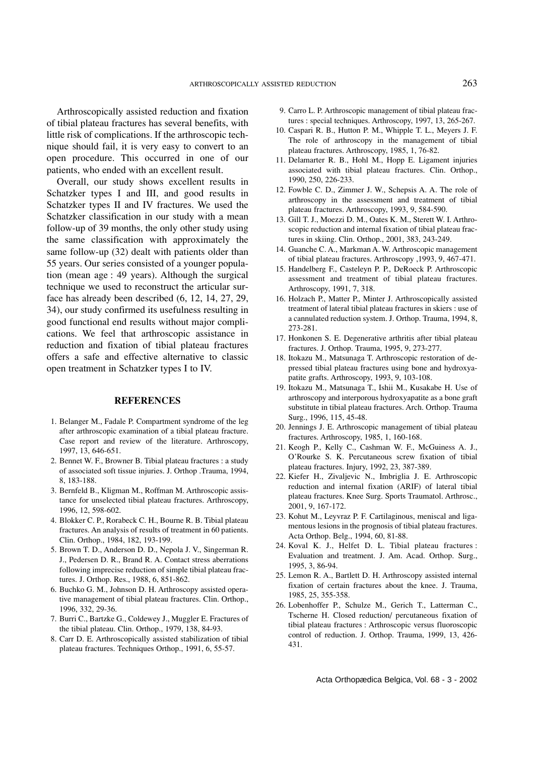Arthroscopically assisted reduction and fixation of tibial plateau fractures has several benefits, with little risk of complications. If the arthroscopic technique should fail, it is very easy to convert to an open procedure. This occurred in one of our patients, who ended with an excellent result.

Overall, our study shows excellent results in Schatzker types I and III, and good results in Schatzker types II and IV fractures. We used the Schatzker classification in our study with a mean follow-up of 39 months, the only other study using the same classification with approximately the same follow-up (32) dealt with patients older than 55 years. Our series consisted of a younger population (mean age : 49 years). Although the surgical technique we used to reconstruct the articular surface has already been described (6, 12, 14, 27, 29, 34), our study confirmed its usefulness resulting in good functional end results without major complications. We feel that arthroscopic assistance in reduction and fixation of tibial plateau fractures offers a safe and effective alternative to classic open treatment in Schatzker types I to IV.

## REFERENCES

1. Belanger M., Fadale P. Compartment syndrome of the leg after arthroscopic examination of a tibial plateau fracture. Case report and review of the literature. Arthroscopy, 1997, 13, 646-651.
2. Bennet W. F., Browner B. Tibial plateau fractures : a study of associated soft tissue injuries. J. Orthop .Trauma, 1994, 8, 183-188.
3. Bernfeld B., Kligman M., Roffman M. Arthroscopic assistance for unselected tibial plateau fractures. Arthroscopy, 1996, 12, 598-602.
4. Blokker C. P., Rorabeck C. H., Bourne R. B. Tibial plateau fractures. An analysis of results of treatment in 60 patients. Clin. Orthop., 1984, 182, 193-199.
5. Brown T. D., Anderson D. D., Nepola J. V., Singerman R. J., Pedersen D. R., Brand R. A. Contact stress aberrations following imprecise reduction of simple tibial plateau fractures. J. Orthop. Res., 1988, 6, 851-862.
6. Buchko G. M., Johnson D. H. Arthroscopy assisted operative management of tibial plateau fractures. Clin. Orthop., 1996, 332, 29-36.
7. Burri C., Bartzke G., Coldewey J., Muggler E. Fractures of the tibial plateau. Clin. Orthop., 1979, 138, 84-93.
8. Carr D. E. Arthroscopically assisted stabilization of tibial plateau fractures. Techniques Orthop., 1991, 6, 55-57.
9. Carro L. P. Arthroscopic management of tibial plateau fractures : special techniques. Arthroscopy, 1997, 13, 265-267.
10. Caspari R. B., Hutton P. M., Whipple T. L., Meyers J. F. The role of arthroscopy in the management of tibial plateau fractures. Arthroscopy, 1985, 1, 76-82.
11. Delamarter R. B., Hohl M., Hopp E. Ligament injuries associated with tibial plateau fractures. Clin. Orthop., 1990, 250, 226-233.
12. Fowble C. D., Zimmer J. W., Schepsis A. A. The role of arthroscopy in the assessment and treatment of tibial plateau fractures. Arthroscopy, 1993, 9, 584-590.
13. Gill T. J., Moezzi D. M., Oates K. M., Sterett W. I. Arthroscopic reduction and internal fixation of tibial plateau fractures in skiing. Clin. Orthop., 2001, 383, 243-249.
14. Guanche C. A., Markman A. W. Arthroscopic management of tibial plateau fractures. Arthroscopy ,1993, 9, 467-471.
15. Handelberg F., Casteleyn P. P., DeRoeck P. Arthroscopic assessment and treatment of tibial plateau fractures. Arthroscopy, 1991, 7, 318.
16. Holzach P., Matter P., Minter J. Arthroscopically assisted treatment of lateral tibial plateau fractures in skiers : use of a cannulated reduction system. J. Orthop. Trauma, 1994, 8, 273-281.
17. Honkonen S. E. Degenerative arthritis after tibial plateau fractures. J. Orthop. Trauma, 1995, 9, 273-277.
18. Itokazu M., Matsunaga T. Arthroscopic restoration of depressed tibial plateau fractures using bone and hydroxyapatite grafts. Arthroscopy, 1993, 9, 103-108.
19. Itokazu M., Matsunaga T., Ishii M., Kusakabe H. Use of arthroscopy and interporous hydroxyapatite as a bone graft substitute in tibial plateau fractures. Arch. Orthop. Trauma Surg., 1996, 115, 45-48.
20. Jennings J. E. Arthroscopic management of tibial plateau fractures. Arthroscopy, 1985, 1, 160-168.
21. Keogh P., Kelly C., Cashman W. F., McGuiness A. J., O'Rourke S. K. Percutaneous screw fixation of tibial plateau fractures. Injury, 1992, 23, 387-389.
22. Kiefer H., Zivaljevic N., Imbriglia J. E. Arthroscopic reduction and internal fixation (ARIF) of lateral tibial plateau fractures. Knee Surg. Sports Traumatol. Arthrosc., 2001, 9, 167-172.
23. Kohut M., Leyvraz P. F. Cartilaginous, meniscal and ligamentous lesions in the prognosis of tibial plateau fractures. Acta Orthop. Belg., 1994, 60, 81-88.
24. Koval K. J., Helfet D. L. Tibial plateau fractures : Evaluation and treatment. J. Am. Acad. Orthop. Surg., 1995, 3, 86-94.
25. Lemon R. A., Bartlett D. H. Arthroscopy assisted internal fixation of certain fractures about the knee. J. Trauma, 1985, 25, 355-358.
26. Lobenhoffer P., Schulze M., Gerich T., Latterman C., Tscherne H. Closed reduction/ percutaneous fixation of tibial plateau fractures : Arthroscopic versus fluoroscopic control of reduction. J. Orthop. Trauma, 1999, 13, 426-431.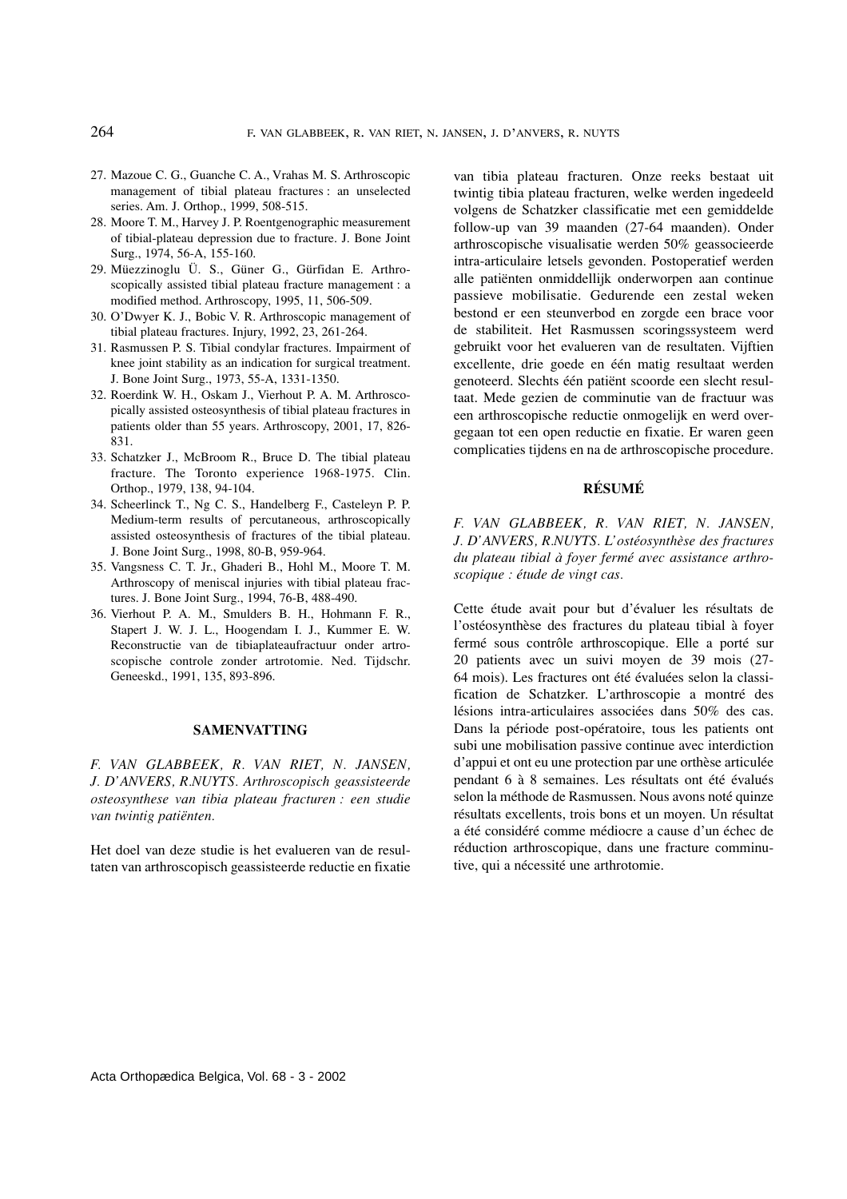27. Mazoue C. G., Guanche C. A., Vrahas M. S. Arthroscopic management of tibial plateau fractures : an unselected series. Am. J. Orthop., 1999, 508-515.
28. Moore T. M., Harvey J. P. Roentgenographic measurement of tibial-plateau depression due to fracture. J. Bone Joint Surg., 1974, 56-A, 155-160.
29. Müezzinoglu Ü. S., Güner G., Gürfidan E. Arthroscopically assisted tibial plateau fracture management : a modified method. Arthroscopy, 1995, 11, 506-509.
30. O'Dwyer K. J., Bobic V. R. Arthroscopic management of tibial plateau fractures. Injury, 1992, 23, 261-264.
31. Rasmussen P. S. Tibial condylar fractures. Impairment of knee joint stability as an indication for surgical treatment. J. Bone Joint Surg., 1973, 55-A, 1331-1350.
32. Roerdink W. H., Oskam J., Vierhout P. A. M. Arthroscopically assisted osteosynthesis of tibial plateau fractures in patients older than 55 years. Arthroscopy, 2001, 17, 826-831.
33. Schatzker J., McBroom R., Bruce D. The tibial plateau fracture. The Toronto experience 1968-1975. Clin. Orthop., 1979, 138, 94-104.
34. Scheerlinck T., Ng C. S., Handelberg F., Casteleyn P. P. Medium-term results of percutaneous, arthroscopically assisted osteosynthesis of fractures of the tibial plateau. J. Bone Joint Surg., 1998, 80-B, 959-964.
35. Vangsness C. T. Jr., Ghaderi B., Hohl M., Moore T. M. Arthroscopy of meniscal injuries with tibial plateau fractures. J. Bone Joint Surg., 1994, 76-B, 488-490.
36. Vierhout P. A. M., Smulders B. H., Hohmann F. R., Stapert J. W. J. L., Hoogendam I. J., Kummer E. W. Reconstructie van de tibiaplateaufractuur onder artroscopische controle zonder artrotomie. Ned. Tijdschr. Geneeskd., 1991, 135, 893-896.

## SAMENVATTING

*F. VAN GLABBEEK, R. VAN RIET, N. JANSEN, J. D'ANVERS, R.NUYTS. Arthroscopisch geassisteerde osteosynthese van tibia plateau fracturen : een studie van twintig patiënten.*

Het doel van deze studie is het evalueren van de resultaten van arthroscopisch geassisteerde reductie en fixatie van tibia plateau fracturen. Onze reeks bestaat uit twintig tibia plateau fracturen, welke werden ingedeeld volgens de Schatzker classificatie met een gemiddelde follow-up van 39 maanden (27-64 maanden). Onder arthroscopische visualisatie werden 50% geassocieerde intra-articulaire letsels gevonden. Postoperatief werden alle patiënten onmiddellijk onderworpen aan continue passieve mobilisatie. Gedurende een zestal weken bestond er een steunverbod en zorgde een brace voor de stabiliteit. Het Rasmussen scoringssysteem werd gebruikt voor het evalueren van de resultaten. Vijftien excellente, drie goede en één matig resultaat werden genoteerd. Slechts één patiënt scoorde een slecht resultaat. Mede gezien de comminutie van de fractuur was een arthroscopische reductie onmogelijk en werd overgegaan tot een open reductie en fixatie. Er waren geen complicaties tijdens en na de arthroscopische procedure.

## RÉSUMÉ

*F. VAN GLABBEEK, R. VAN RIET, N. JANSEN, J. D'ANVERS, R.NUYTS. L'ostéosynthèse des fractures du plateau tibial à foyer fermé avec assistance arthroscopique : étude de vingt cas.*

Cette étude avait pour but d'évaluer les résultats de l'ostéosynthèse des fractures du plateau tibial à foyer fermé sous contrôle arthroscopique. Elle a porté sur 20 patients avec un suivi moyen de 39 mois (27-64 mois). Les fractures ont été évaluées selon la classification de Schatzker. L'arthroscopie a montré des lésions intra-articulaires associées dans 50% des cas. Dans la période post-opératoire, tous les patients ont subi une mobilisation passive continue avec interdiction d'appui et ont eu une protection par une orthèse articulée pendant 6 à 8 semaines. Les résultats ont été évalués selon la méthode de Rasmussen. Nous avons noté quinze résultats excellents, trois bons et un moyen. Un résultat a été considéré comme médiocre a cause d'un échec de réduction arthroscopique, dans une fracture comminutive, qui a nécessité une arthrotomie.